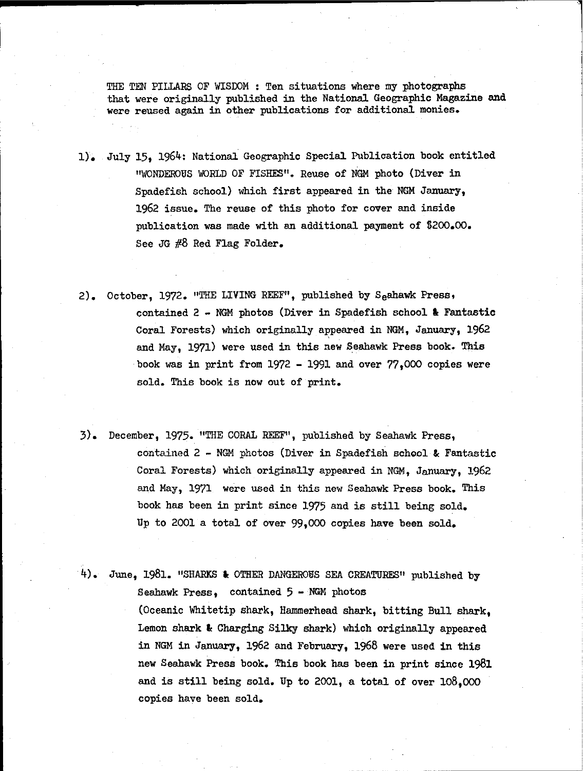THE TEN PILLARS OF WISDOM : Ten situations where my photographs that were originally published in the National Geographic Magazine and were reused again in other publications for additional monies.

1). July 15, 1964: National Geographic Special Publication book entitled "WONDEROUS WORLD OF FISHES". Reuse of NGM photo (Diver in Spadefish school) which first appeared in the NGM January, 1962 issue. The reuse of this photo for cover and inside publication was made with an additional payment of $200.00. See JG #8 Red Flag Folder.

2). October, 1972. "THE LIVING REEF", published by Seahawk Press, contained 2 - NGM photos (Diver in Spadefish school & Fantastic Coral Forests) which originally appeared in NGM, January, 1962 and May, 1971) were used in this new Seahawk Press book. This book was in print from 1972 - 1991 and over 77,000 copies were sold. This book is now out of print.

3). December, 1975. "THE CORAL REEF", published by Seahawk Press, contained 2 - NGM photos (Diver in Spadefish school & Fantastic Coral Forests) which originally appeared in NGM, January, 1962 and May, 1971 were used in this new Seahawk Press book. This book has been in print since 1975 and is still being sold. Up to 2001 a total of over 99,000 copies have been sold.

4). June, 1981. "SHARKS & OTHER DANGEROUS SEA CREATURES" published by Seahawk Press, contained 5 - NGM photos (Oceanic Whitetip shark, Hammerhead shark, bitting Bull shark, Lemon shark & Charging Silky shark) which originally appeared in NGM in January, 1962 and February, 1968 were used in this new Seahawk Press book. This book has been in print since 1981 and is still being sold. Up to 2001, a total of over 108,000 copies have been sold.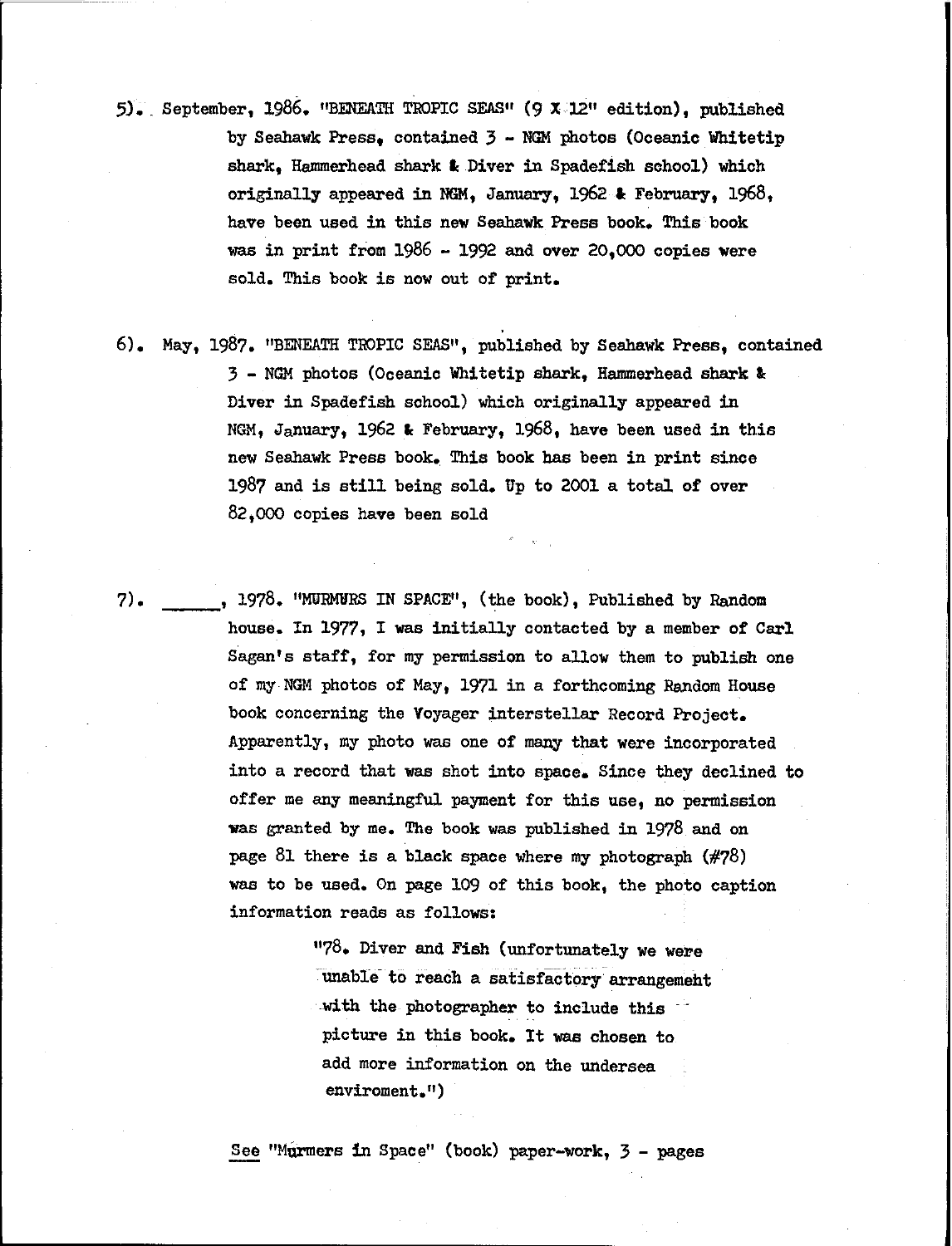5). September, 1986. "BENEATH TROPIC SEAS" (9 X 12" edition), published by Seahawk Press, contained 3 - NGM photos (Oceanic Whitetip shark, Hammerhead shark & Diver in Spadefish school) which originally appeared in NGM, January, 1962 & February, 1968, have been used in this new Seahawk Press book. This book was in print from 1986 - 1992 and over 20,000 copies were sold. This book is now out of print.

6). May, 1987. "BENEATH TROPIC SEAS", published by Seahawk Press, contained 3 - NGM photos (Oceanic Whitetip shark, Hammerhead shark & Diver in Spadefish school) which originally appeared in NGM, January, 1962 & February, 1968, have been used in this new Seahawk Press book. This book has been in print since 1987 and is still being sold. Up to 2001 a total of over 82,000 copies have been sold

7). ______, 1978. "MURMURS IN SPACE", (the book), Published by Random house. In 1977, I was initially contacted by a member of Carl Sagan's staff, for my permission to allow them to publish one of my NGM photos of May, 1971 in a forthcoming Random House book concerning the Voyager interstellar Record Project. Apparently, my photo was one of many that were incorporated into a record that was shot into space. Since they declined to offer me any meaningful payment for this use, no permission was granted by me. The book was published in 1978 and on page 81 there is a black space where my photograph (#78) was to be used. On page 109 of this book, the photo caption information reads as follows:

> "78. Diver and Fish (unfortunately we were unable to reach a satisfactory arrangement with the photographer to include this picture in this book. It was chosen to add more information on the undersea enviroment.")

See "Murmers in Space" (book) paper-work, 3 - pages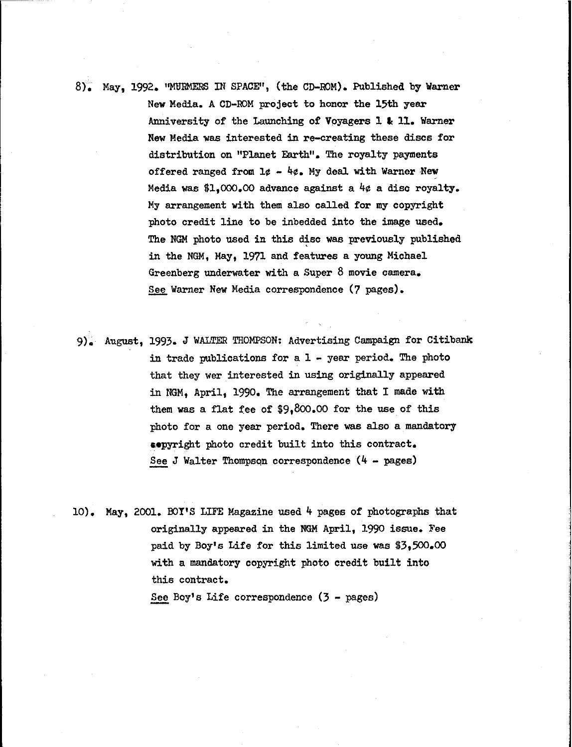8). May, 1992. "MURMERS IN SPACE", (the CD-ROM). Published by Warner New Media. A CD-ROM project to honor the 15th year Anniversity of the Launching of Voyagers 1 & 11. Warner New Media was interested in re-creating these discs for distribution on "Planet Earth". The royalty payments offered ranged from 1¢ - 4¢. My deal with Warner New Media was $1,000.00 advance against a 4¢ a disc royalty. My arrangement with them also called for my copyright photo credit line to be inbedded into the image used. The NGM photo used in this disc was previously published in the NGM, May, 1971 and features a young Michael Greenberg underwater with a Super 8 movie camera. <u>See</u> Warner New Media correspondence (7 pages).

9). August, 1993. J WALTER THOMPSON: Advertising Campaign for Citibank in trade publications for a 1 - year period. The photo that they wer interested in using originally appeared in NGM, April, 1990. The arrangement that I made with them was a flat fee of $9,800.00 for the use of this photo for a one year period. There was also a mandatory copyright photo credit built into this contract. <u>See</u> J Walter Thompson correspondence (4 - pages)

10). May, 2001. BOY'S LIFE Magazine used 4 pages of photographs that originally appeared in the NGM April, 1990 issue. Fee paid by Boy's Life for this limited use was $3,500.00 with a mandatory copyright photo credit built into this contract.
<u>See</u> Boy's Life correspondence (3 - pages)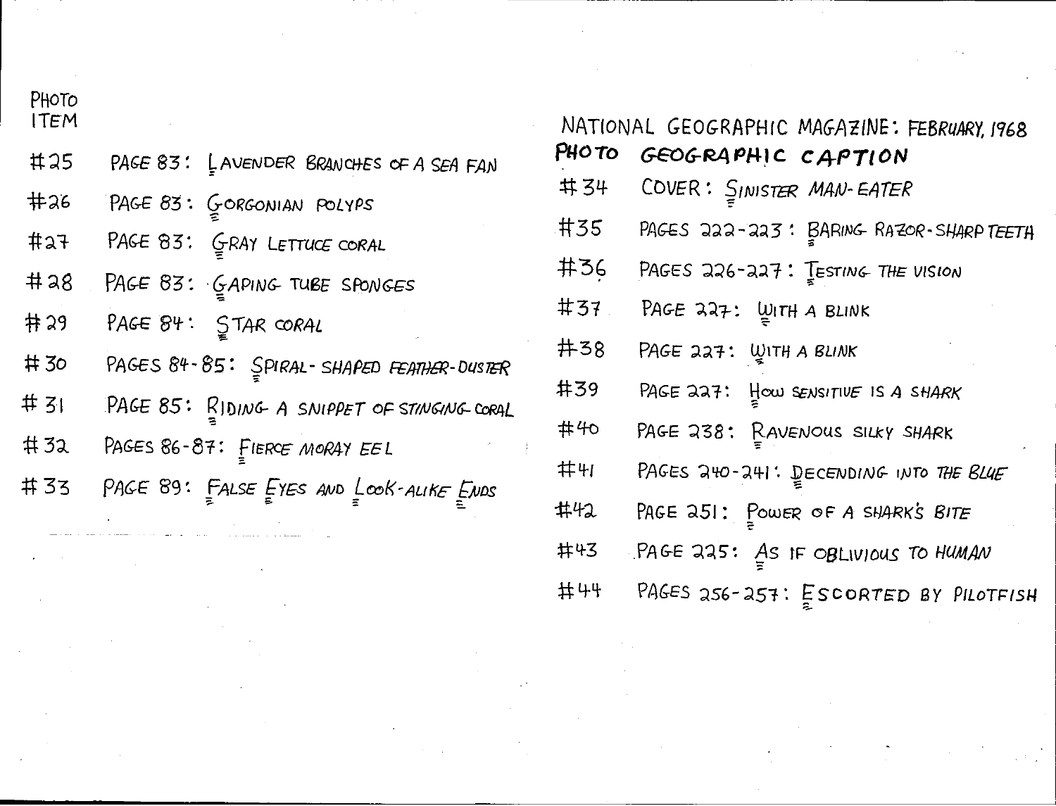| PHOTO ITEM | |
|---|---|
| #25 | PAGE 83: LAVENDER BRANCHES OF A SEA FAN |
| #26 | PAGE 83: GORGONIAN POLYPS |
| #27 | PAGE 83: GRAY LETTUCE CORAL |
| #28 | PAGE 83: GAPING TUBE SPONGES |
| #29 | PAGE 84: STAR CORAL |
| #30 | PAGES 84-85: SPIRAL-SHAPED FEATHER-DUSTER |
| #31 | PAGE 85: RIDING A SNIPPET OF STINGING CORAL |
| #32 | PAGES 86-87: FIERCE MORAY EEL |
| #33 | PAGE 89: FALSE EYES AND LOOK-ALIKE ENDS |

NATIONAL GEOGRAPHIC MAGAZINE: FEBRUARY, 1968

| PHOTO | GEOGRAPHIC CAPTION |
|---|---|
| #34 | COVER: SINISTER MAN-EATER |
| #35 | PAGES 222-223: BARING RAZOR-SHARP TEETH |
| #36 | PAGES 226-227: TESTING THE VISION |
| #37 | PAGE 227: WITH A BLINK |
| #38 | PAGE 227: WITH A BLINK |
| #39 | PAGE 227: HOW SENSITIVE IS A SHARK |
| #40 | PAGE 238: RAVENOUS SILKY SHARK |
| #41 | PAGES 240-241: DECENDING INTO THE BLUE |
| #42 | PAGE 251: POWER OF A SHARK'S BITE |
| #43 | PAGE 225: AS IF OBLIVIOUS TO HUMAN |
| #44 | PAGES 256-257: ESCORTED BY PILOTFISH |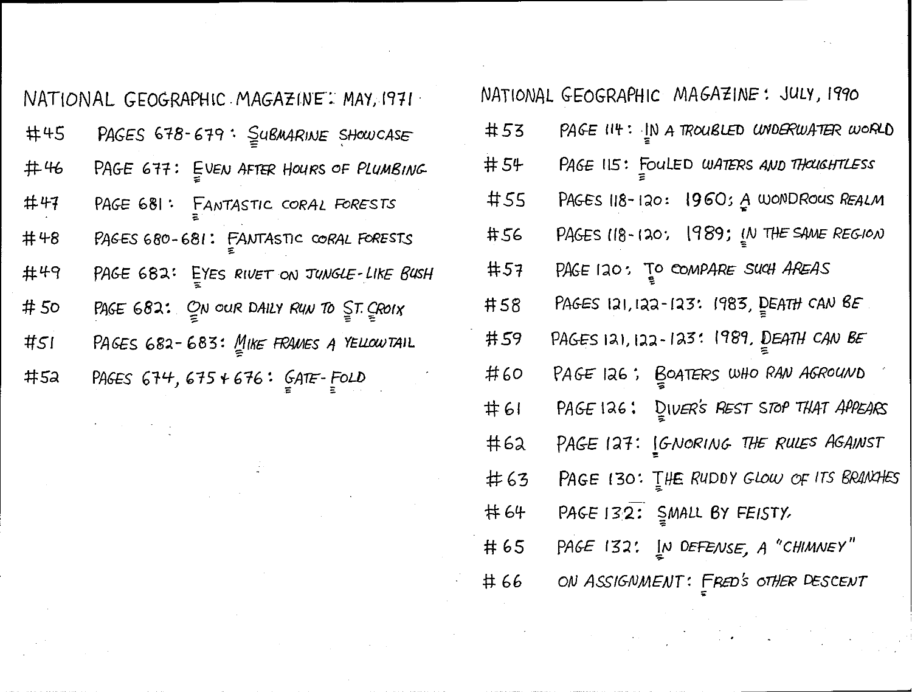## NATIONAL GEOGRAPHIC MAGAZINE: MAY, 1971

#45 PAGES 678-679: SUBMARINE SHOWCASE

#46 PAGE 677: EVEN AFTER HOURS OF PLUMBING

#47 PAGE 681: FANTASTIC CORAL FORESTS

#48 PAGES 680-681: FANTASTIC CORAL FORESTS

#49 PAGE 682: EYES RIVET ON JUNGLE-LIKE BUSH

#50 PAGE 682: ON OUR DAILY RUN TO ST. CROIX

#51 PAGES 682-683: MIKE FRAMES A YELLOWTAIL

#52 PAGES 674, 675 & 676: GATE-FOLD

## NATIONAL GEOGRAPHIC MAGAZINE: JULY, 1990

#53 PAGE 114: IN A TROUBLED UNDERWATER WORLD

#54 PAGE 115: FOULED WATERS AND THOUGHTLESS

#55 PAGES 118-120: 1960; A WONDROUS REALM

#56 PAGES 118-120: 1989; IN THE SAME REGION

#57 PAGE 120: TO COMPARE SUCH AREAS

#58 PAGES 121, 122-123: 1983, DEATH CAN BE

#59 PAGES 121, 122-123: 1989, DEATH CAN BE

#60 PAGE 126: BOATERS WHO RAN AGROUND

#61 PAGE 126: DIVER'S REST STOP THAT APPEARS

#62 PAGE 127: IGNORING THE RULES AGAINST

#63 PAGE 130: THE RUDDY GLOW OF ITS BRANCHES

#64 PAGE 132: SMALL BY FEISTY,

#65 PAGE 132: IN DEFENSE, A "CHIMNEY"

#66 ON ASSIGNMENT: FRED'S OTHER DESCENT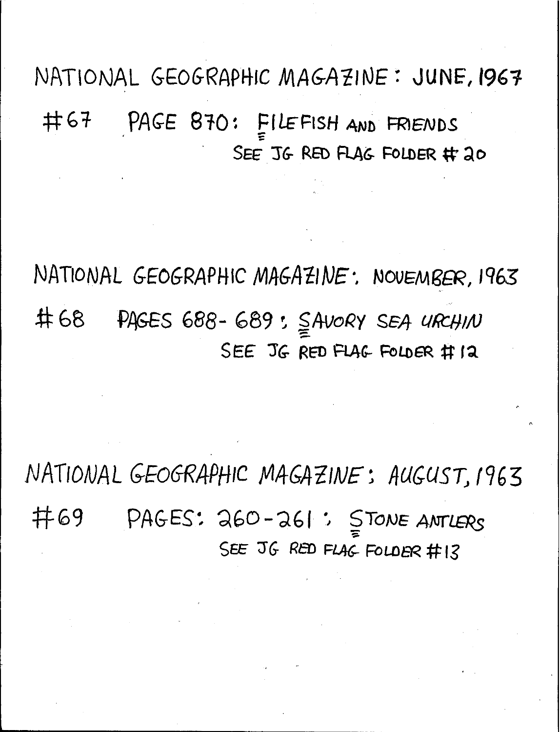NATIONAL GEOGRAPHIC MAGAZINE: JUNE, 1967

#67 PAGE 870: FILEFISH AND FRIENDS
SEE JG RED FLAG FOLDER #20

NATIONAL GEOGRAPHIC MAGAZINE: NOVEMBER, 1963

#68 PAGES 688-689: SAVORY SEA URCHIN
SEE JG RED FLAG FOLDER #12

NATIONAL GEOGRAPHIC MAGAZINE: AUGUST, 1963

#69 PAGES: 260-261: STONE ANTLERS
SEE JG RED FLAG FOLDER #13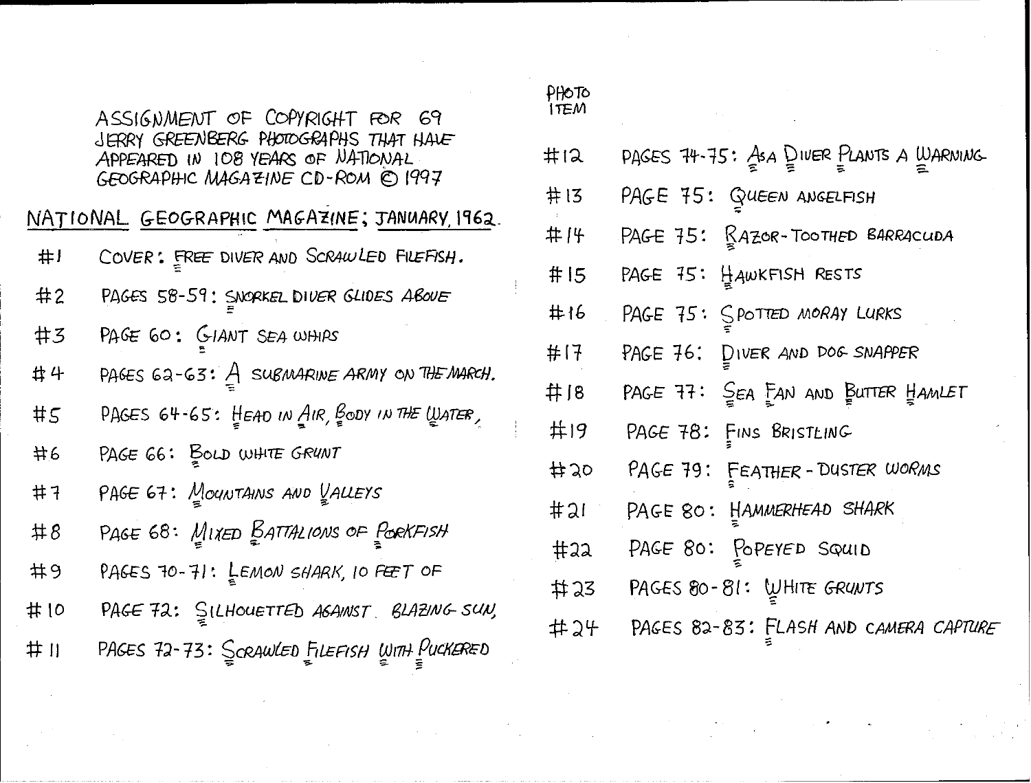ASSIGNMENT OF COPYRIGHT FOR 69 JERRY GREENBERG PHOTOGRAPHS THAT HAVE APPEARED IN 108 YEARS OF NATIONAL GEOGRAPHIC MAGAZINE CD-ROM © 1997

NATIONAL GEOGRAPHIC MAGAZINE; JANUARY, 1962.

| PHOTO ITEM | |
|---|---|
| #1 | COVER: FREE DIVER AND SCRAWLED FILEFISH. |
| #2 | PAGES 58-59: SNORKEL DIVER GLIDES ABOVE |
| #3 | PAGE 60: GIANT SEA WHIPS |
| #4 | PAGES 62-63: A SUBMARINE ARMY ON THE MARCH. |
| #5 | PAGES 64-65: HEAD IN AIR, BODY IN THE WATER, |
| #6 | PAGE 66: BOLD WHITE GRUNT |
| #7 | PAGE 67: MOUNTAINS AND VALLEYS |
| #8 | PAGE 68: MIXED BATTALIONS OF PORKFISH |
| #9 | PAGES 70-71: LEMON SHARK, 10 FEET OF |
| #10 | PAGE 72: SILHOUETTED AGAINST BLAZING SUN, |
| #11 | PAGES 72-73: SCRAWLED FILEFISH WITH PUCKERED |
| #12 | PAGES 74-75: AS A DIVER PLANTS A WARNING |
| #13 | PAGE 75: QUEEN ANGELFISH |
| #14 | PAGE 75: RAZOR-TOOTHED BARRACUDA |
| #15 | PAGE 75: HAWKFISH RESTS |
| #16 | PAGE 75: SPOTTED MORAY LURKS |
| #17 | PAGE 76: DIVER AND DOG SNAPPER |
| #18 | PAGE 77: SEA FAN AND BUTTER HAMLET |
| #19 | PAGE 78: FINS BRISTLING |
| #20 | PAGE 79: FEATHER-DUSTER WORMS |
| #21 | PAGE 80: HAMMERHEAD SHARK |
| #22 | PAGE 80: POPEYED SQUID |
| #23 | PAGES 80-81: WHITE GRUNTS |
| #24 | PAGES 82-83: FLASH AND CAMERA CAPTURE |